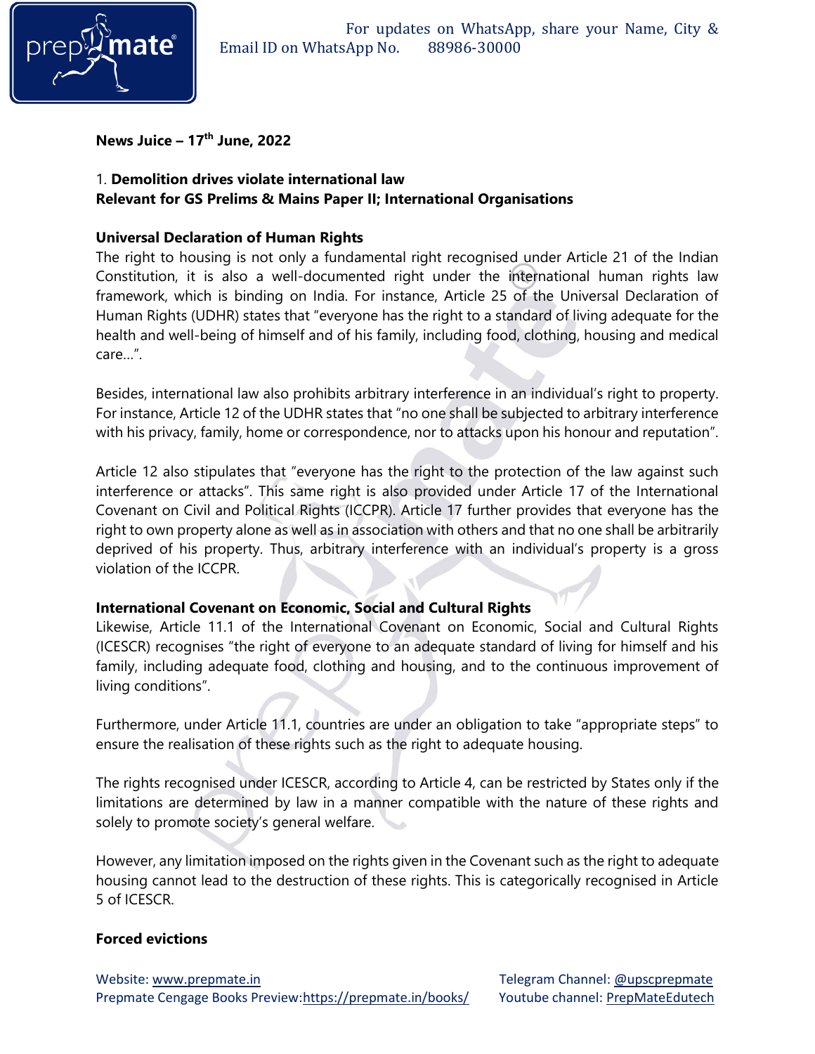**News Juice – 17th June, 2022**

1. **Demolition drives violate international law**
**Relevant for GS Prelims & Mains Paper II; International Organisations**

**Universal Declaration of Human Rights**

The right to housing is not only a fundamental right recognised under Article 21 of the Indian Constitution, it is also a well-documented right under the international human rights law framework, which is binding on India. For instance, Article 25 of the Universal Declaration of Human Rights (UDHR) states that "everyone has the right to a standard of living adequate for the health and well-being of himself and of his family, including food, clothing, housing and medical care…".

Besides, international law also prohibits arbitrary interference in an individual's right to property. For instance, Article 12 of the UDHR states that "no one shall be subjected to arbitrary interference with his privacy, family, home or correspondence, nor to attacks upon his honour and reputation".

Article 12 also stipulates that "everyone has the right to the protection of the law against such interference or attacks". This same right is also provided under Article 17 of the International Covenant on Civil and Political Rights (ICCPR). Article 17 further provides that everyone has the right to own property alone as well as in association with others and that no one shall be arbitrarily deprived of his property. Thus, arbitrary interference with an individual's property is a gross violation of the ICCPR.

**International Covenant on Economic, Social and Cultural Rights**

Likewise, Article 11.1 of the International Covenant on Economic, Social and Cultural Rights (ICESCR) recognises "the right of everyone to an adequate standard of living for himself and his family, including adequate food, clothing and housing, and to the continuous improvement of living conditions".

Furthermore, under Article 11.1, countries are under an obligation to take "appropriate steps" to ensure the realisation of these rights such as the right to adequate housing.

The rights recognised under ICESCR, according to Article 4, can be restricted by States only if the limitations are determined by law in a manner compatible with the nature of these rights and solely to promote society's general welfare.

However, any limitation imposed on the rights given in the Covenant such as the right to adequate housing cannot lead to the destruction of these rights. This is categorically recognised in Article 5 of ICESCR.

**Forced evictions**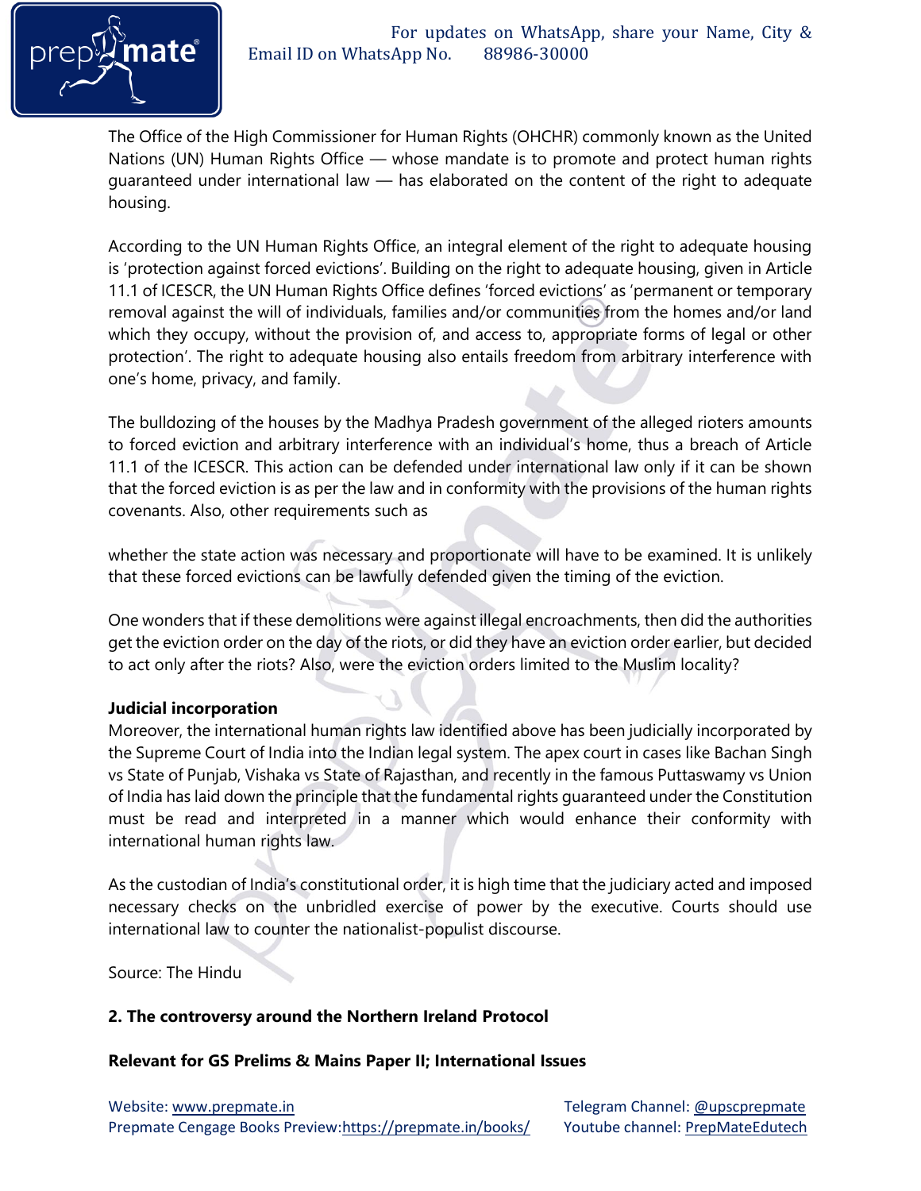The Office of the High Commissioner for Human Rights (OHCHR) commonly known as the United Nations (UN) Human Rights Office — whose mandate is to promote and protect human rights guaranteed under international law — has elaborated on the content of the right to adequate housing.

According to the UN Human Rights Office, an integral element of the right to adequate housing is 'protection against forced evictions'. Building on the right to adequate housing, given in Article 11.1 of ICESCR, the UN Human Rights Office defines 'forced evictions' as 'permanent or temporary removal against the will of individuals, families and/or communities from the homes and/or land which they occupy, without the provision of, and access to, appropriate forms of legal or other protection'. The right to adequate housing also entails freedom from arbitrary interference with one's home, privacy, and family.

The bulldozing of the houses by the Madhya Pradesh government of the alleged rioters amounts to forced eviction and arbitrary interference with an individual's home, thus a breach of Article 11.1 of the ICESCR. This action can be defended under international law only if it can be shown that the forced eviction is as per the law and in conformity with the provisions of the human rights covenants. Also, other requirements such as

whether the state action was necessary and proportionate will have to be examined. It is unlikely that these forced evictions can be lawfully defended given the timing of the eviction.

One wonders that if these demolitions were against illegal encroachments, then did the authorities get the eviction order on the day of the riots, or did they have an eviction order earlier, but decided to act only after the riots? Also, were the eviction orders limited to the Muslim locality?

**Judicial incorporation**

Moreover, the international human rights law identified above has been judicially incorporated by the Supreme Court of India into the Indian legal system. The apex court in cases like Bachan Singh vs State of Punjab, Vishaka vs State of Rajasthan, and recently in the famous Puttaswamy vs Union of India has laid down the principle that the fundamental rights guaranteed under the Constitution must be read and interpreted in a manner which would enhance their conformity with international human rights law.

As the custodian of India's constitutional order, it is high time that the judiciary acted and imposed necessary checks on the unbridled exercise of power by the executive. Courts should use international law to counter the nationalist-populist discourse.

Source: The Hindu

**2. The controversy around the Northern Ireland Protocol**

**Relevant for GS Prelims & Mains Paper II; International Issues**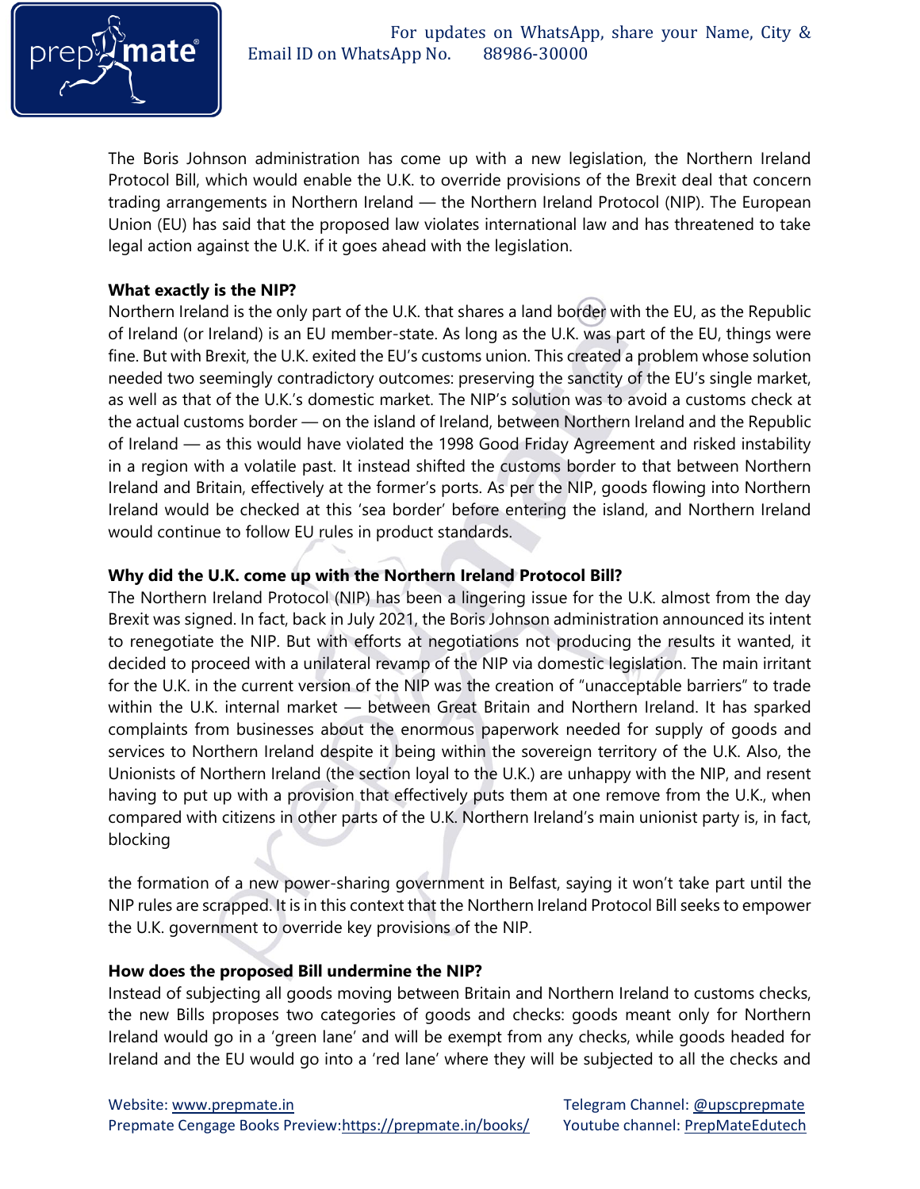The Boris Johnson administration has come up with a new legislation, the Northern Ireland Protocol Bill, which would enable the U.K. to override provisions of the Brexit deal that concern trading arrangements in Northern Ireland — the Northern Ireland Protocol (NIP). The European Union (EU) has said that the proposed law violates international law and has threatened to take legal action against the U.K. if it goes ahead with the legislation.

**What exactly is the NIP?**

Northern Ireland is the only part of the U.K. that shares a land border with the EU, as the Republic of Ireland (or Ireland) is an EU member-state. As long as the U.K. was part of the EU, things were fine. But with Brexit, the U.K. exited the EU's customs union. This created a problem whose solution needed two seemingly contradictory outcomes: preserving the sanctity of the EU's single market, as well as that of the U.K.'s domestic market. The NIP's solution was to avoid a customs check at the actual customs border — on the island of Ireland, between Northern Ireland and the Republic of Ireland — as this would have violated the 1998 Good Friday Agreement and risked instability in a region with a volatile past. It instead shifted the customs border to that between Northern Ireland and Britain, effectively at the former's ports. As per the NIP, goods flowing into Northern Ireland would be checked at this 'sea border' before entering the island, and Northern Ireland would continue to follow EU rules in product standards.

**Why did the U.K. come up with the Northern Ireland Protocol Bill?**

The Northern Ireland Protocol (NIP) has been a lingering issue for the U.K. almost from the day Brexit was signed. In fact, back in July 2021, the Boris Johnson administration announced its intent to renegotiate the NIP. But with efforts at negotiations not producing the results it wanted, it decided to proceed with a unilateral revamp of the NIP via domestic legislation. The main irritant for the U.K. in the current version of the NIP was the creation of "unacceptable barriers" to trade within the U.K. internal market — between Great Britain and Northern Ireland. It has sparked complaints from businesses about the enormous paperwork needed for supply of goods and services to Northern Ireland despite it being within the sovereign territory of the U.K. Also, the Unionists of Northern Ireland (the section loyal to the U.K.) are unhappy with the NIP, and resent having to put up with a provision that effectively puts them at one remove from the U.K., when compared with citizens in other parts of the U.K. Northern Ireland's main unionist party is, in fact, blocking the formation of a new power-sharing government in Belfast, saying it won't take part until the NIP rules are scrapped. It is in this context that the Northern Ireland Protocol Bill seeks to empower the U.K. government to override key provisions of the NIP.

**How does the proposed Bill undermine the NIP?**

Instead of subjecting all goods moving between Britain and Northern Ireland to customs checks, the new Bills proposes two categories of goods and checks: goods meant only for Northern Ireland would go in a 'green lane' and will be exempt from any checks, while goods headed for Ireland and the EU would go into a 'red lane' where they will be subjected to all the checks and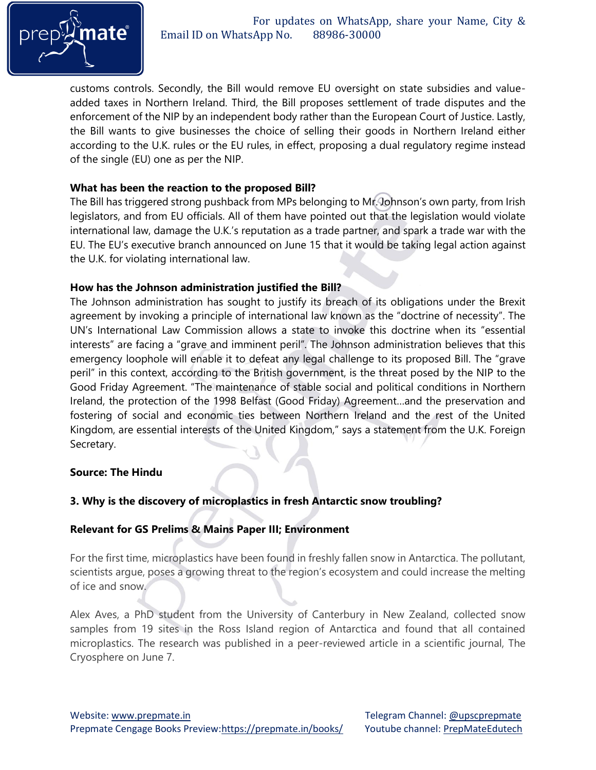customs controls. Secondly, the Bill would remove EU oversight on state subsidies and value-added taxes in Northern Ireland. Third, the Bill proposes settlement of trade disputes and the enforcement of the NIP by an independent body rather than the European Court of Justice. Lastly, the Bill wants to give businesses the choice of selling their goods in Northern Ireland either according to the U.K. rules or the EU rules, in effect, proposing a dual regulatory regime instead of the single (EU) one as per the NIP.

**What has been the reaction to the proposed Bill?**

The Bill has triggered strong pushback from MPs belonging to Mr. Johnson's own party, from Irish legislators, and from EU officials. All of them have pointed out that the legislation would violate international law, damage the U.K.'s reputation as a trade partner, and spark a trade war with the EU. The EU's executive branch announced on June 15 that it would be taking legal action against the U.K. for violating international law.

**How has the Johnson administration justified the Bill?**

The Johnson administration has sought to justify its breach of its obligations under the Brexit agreement by invoking a principle of international law known as the "doctrine of necessity". The UN's International Law Commission allows a state to invoke this doctrine when its "essential interests" are facing a "grave and imminent peril". The Johnson administration believes that this emergency loophole will enable it to defeat any legal challenge to its proposed Bill. The "grave peril" in this context, according to the British government, is the threat posed by the NIP to the Good Friday Agreement. "The maintenance of stable social and political conditions in Northern Ireland, the protection of the 1998 Belfast (Good Friday) Agreement…and the preservation and fostering of social and economic ties between Northern Ireland and the rest of the United Kingdom, are essential interests of the United Kingdom," says a statement from the U.K. Foreign Secretary.

**Source: The Hindu**

**3. Why is the discovery of microplastics in fresh Antarctic snow troubling?**

**Relevant for GS Prelims & Mains Paper III; Environment**

For the first time, microplastics have been found in freshly fallen snow in Antarctica. The pollutant, scientists argue, poses a growing threat to the region's ecosystem and could increase the melting of ice and snow.

Alex Aves, a PhD student from the University of Canterbury in New Zealand, collected snow samples from 19 sites in the Ross Island region of Antarctica and found that all contained microplastics. The research was published in a peer-reviewed article in a scientific journal, The Cryosphere on June 7.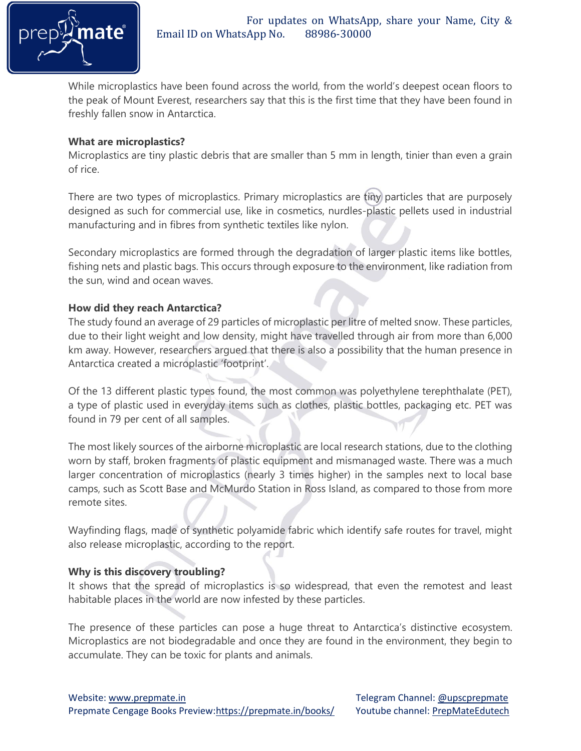While microplastics have been found across the world, from the world's deepest ocean floors to the peak of Mount Everest, researchers say that this is the first time that they have been found in freshly fallen snow in Antarctica.

**What are microplastics?**

Microplastics are tiny plastic debris that are smaller than 5 mm in length, tinier than even a grain of rice.

There are two types of microplastics. Primary microplastics are tiny particles that are purposely designed as such for commercial use, like in cosmetics, nurdles-plastic pellets used in industrial manufacturing and in fibres from synthetic textiles like nylon.

Secondary microplastics are formed through the degradation of larger plastic items like bottles, fishing nets and plastic bags. This occurs through exposure to the environment, like radiation from the sun, wind and ocean waves.

**How did they reach Antarctica?**

The study found an average of 29 particles of microplastic per litre of melted snow. These particles, due to their light weight and low density, might have travelled through air from more than 6,000 km away. However, researchers argued that there is also a possibility that the human presence in Antarctica created a microplastic 'footprint'.

Of the 13 different plastic types found, the most common was polyethylene terephthalate (PET), a type of plastic used in everyday items such as clothes, plastic bottles, packaging etc. PET was found in 79 per cent of all samples.

The most likely sources of the airborne microplastic are local research stations, due to the clothing worn by staff, broken fragments of plastic equipment and mismanaged waste. There was a much larger concentration of microplastics (nearly 3 times higher) in the samples next to local base camps, such as Scott Base and McMurdo Station in Ross Island, as compared to those from more remote sites.

Wayfinding flags, made of synthetic polyamide fabric which identify safe routes for travel, might also release microplastic, according to the report.

**Why is this discovery troubling?**

It shows that the spread of microplastics is so widespread, that even the remotest and least habitable places in the world are now infested by these particles.

The presence of these particles can pose a huge threat to Antarctica's distinctive ecosystem. Microplastics are not biodegradable and once they are found in the environment, they begin to accumulate. They can be toxic for plants and animals.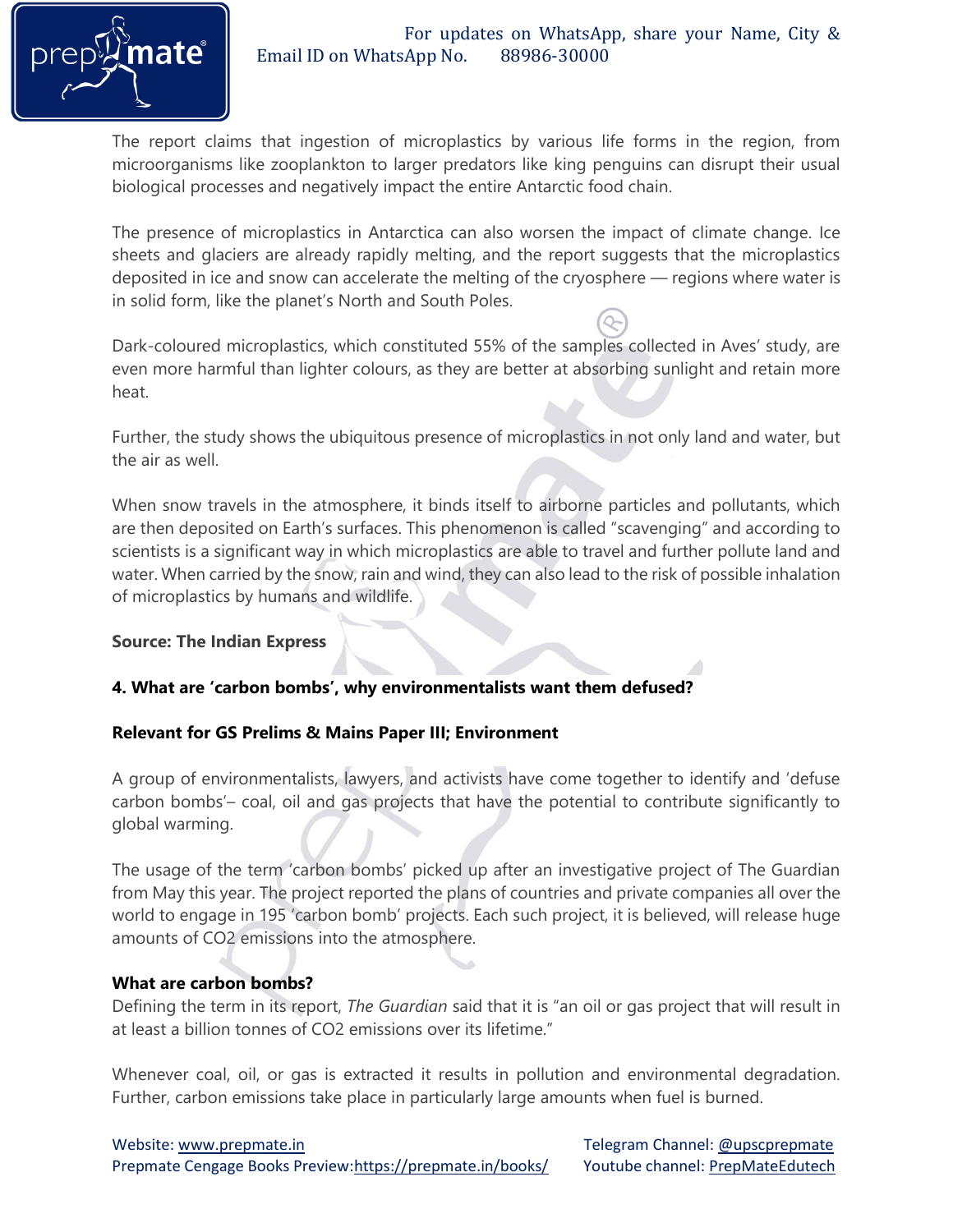The report claims that ingestion of microplastics by various life forms in the region, from microorganisms like zooplankton to larger predators like king penguins can disrupt their usual biological processes and negatively impact the entire Antarctic food chain.

The presence of microplastics in Antarctica can also worsen the impact of climate change. Ice sheets and glaciers are already rapidly melting, and the report suggests that the microplastics deposited in ice and snow can accelerate the melting of the cryosphere — regions where water is in solid form, like the planet's North and South Poles.

Dark-coloured microplastics, which constituted 55% of the samples collected in Aves' study, are even more harmful than lighter colours, as they are better at absorbing sunlight and retain more heat.

Further, the study shows the ubiquitous presence of microplastics in not only land and water, but the air as well.

When snow travels in the atmosphere, it binds itself to airborne particles and pollutants, which are then deposited on Earth's surfaces. This phenomenon is called "scavenging" and according to scientists is a significant way in which microplastics are able to travel and further pollute land and water. When carried by the snow, rain and wind, they can also lead to the risk of possible inhalation of microplastics by humans and wildlife.

**Source: The Indian Express**

## 4. What are 'carbon bombs', why environmentalists want them defused?

**Relevant for GS Prelims & Mains Paper III; Environment**

A group of environmentalists, lawyers, and activists have come together to identify and 'defuse carbon bombs'– coal, oil and gas projects that have the potential to contribute significantly to global warming.

The usage of the term 'carbon bombs' picked up after an investigative project of The Guardian from May this year. The project reported the plans of countries and private companies all over the world to engage in 195 'carbon bomb' projects. Each such project, it is believed, will release huge amounts of $CO_2$ emissions into the atmosphere.

### What are carbon bombs?

Defining the term in its report, *The Guardian* said that it is "an oil or gas project that will result in at least a billion tonnes of $CO_2$ emissions over its lifetime."

Whenever coal, oil, or gas is extracted it results in pollution and environmental degradation. Further, carbon emissions take place in particularly large amounts when fuel is burned.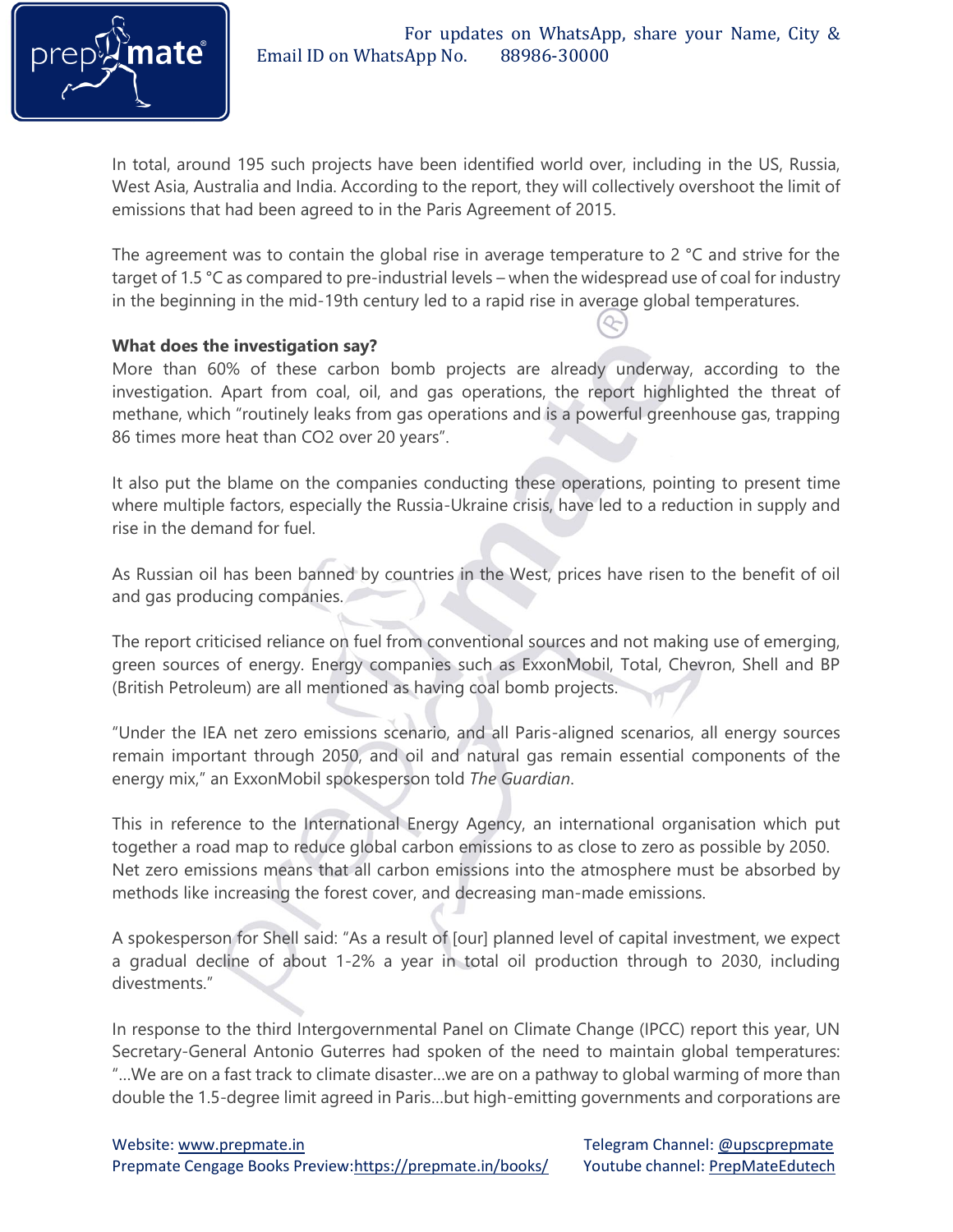In total, around 195 such projects have been identified world over, including in the US, Russia, West Asia, Australia and India. According to the report, they will collectively overshoot the limit of emissions that had been agreed to in the Paris Agreement of 2015.

The agreement was to contain the global rise in average temperature to 2 °C and strive for the target of 1.5 °C as compared to pre-industrial levels – when the widespread use of coal for industry in the beginning in the mid-19th century led to a rapid rise in average global temperatures.

**What does the investigation say?**

More than 60% of these carbon bomb projects are already underway, according to the investigation. Apart from coal, oil, and gas operations, the report highlighted the threat of methane, which "routinely leaks from gas operations and is a powerful greenhouse gas, trapping 86 times more heat than $CO_2$ over 20 years".

It also put the blame on the companies conducting these operations, pointing to present time where multiple factors, especially the Russia-Ukraine crisis, have led to a reduction in supply and rise in the demand for fuel.

As Russian oil has been banned by countries in the West, prices have risen to the benefit of oil and gas producing companies.

The report criticised reliance on fuel from conventional sources and not making use of emerging, green sources of energy. Energy companies such as ExxonMobil, Total, Chevron, Shell and BP (British Petroleum) are all mentioned as having coal bomb projects.

"Under the IEA net zero emissions scenario, and all Paris-aligned scenarios, all energy sources remain important through 2050, and oil and natural gas remain essential components of the energy mix," an ExxonMobil spokesperson told *The Guardian*.

This in reference to the International Energy Agency, an international organisation which put together a road map to reduce global carbon emissions to as close to zero as possible by 2050. Net zero emissions means that all carbon emissions into the atmosphere must be absorbed by methods like increasing the forest cover, and decreasing man-made emissions.

A spokesperson for Shell said: "As a result of [our] planned level of capital investment, we expect a gradual decline of about 1-2% a year in total oil production through to 2030, including divestments."

In response to the third Intergovernmental Panel on Climate Change (IPCC) report this year, UN Secretary-General Antonio Guterres had spoken of the need to maintain global temperatures: "…We are on a fast track to climate disaster…we are on a pathway to global warming of more than double the 1.5-degree limit agreed in Paris…but high-emitting governments and corporations are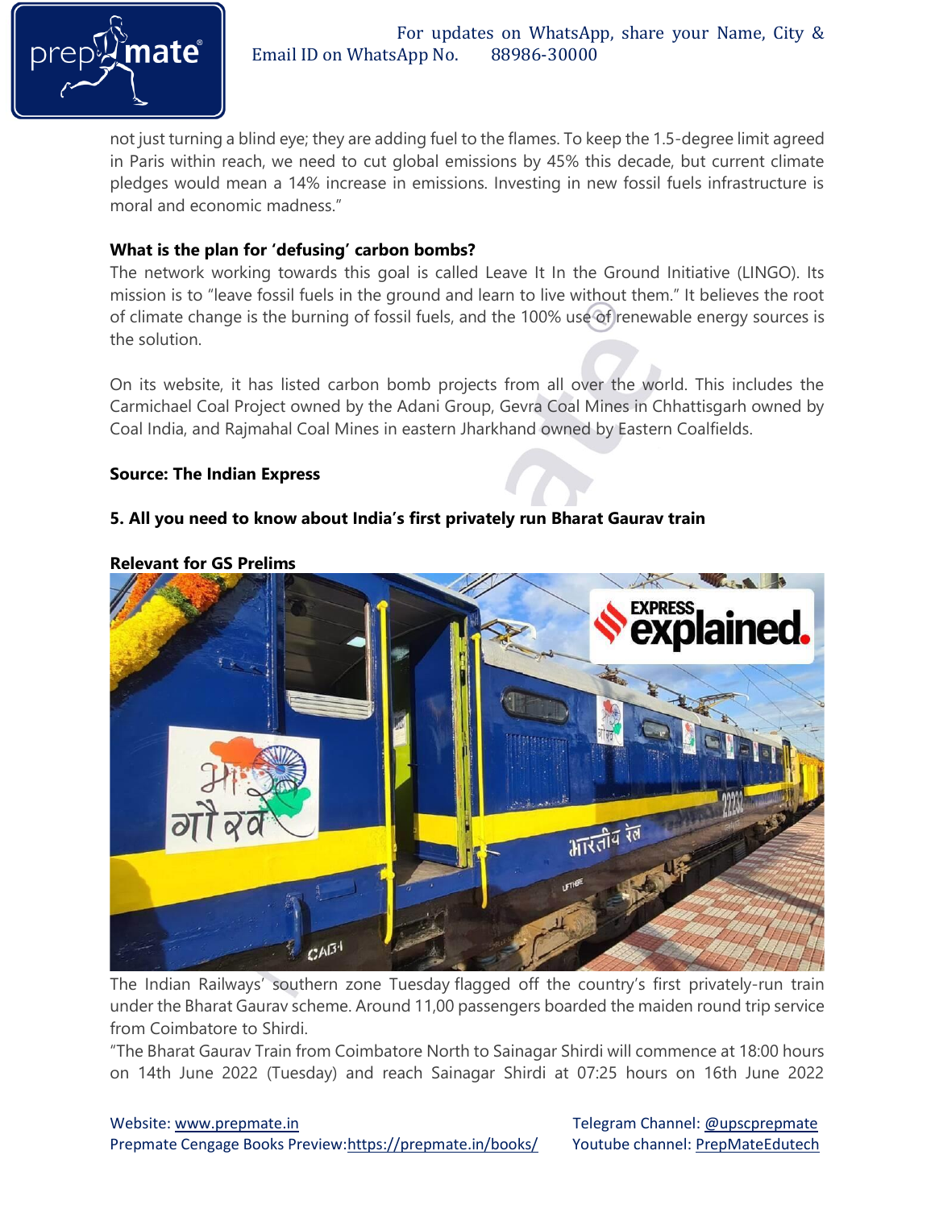not just turning a blind eye; they are adding fuel to the flames. To keep the 1.5-degree limit agreed in Paris within reach, we need to cut global emissions by 45% this decade, but current climate pledges would mean a 14% increase in emissions. Investing in new fossil fuels infrastructure is moral and economic madness."

**What is the plan for 'defusing' carbon bombs?**

The network working towards this goal is called Leave It In the Ground Initiative (LINGO). Its mission is to "leave fossil fuels in the ground and learn to live without them." It believes the root of climate change is the burning of fossil fuels, and the 100% use of renewable energy sources is the solution.

On its website, it has listed carbon bomb projects from all over the world. This includes the Carmichael Coal Project owned by the Adani Group, Gevra Coal Mines in Chhattisgarh owned by Coal India, and Rajmahal Coal Mines in eastern Jharkhand owned by Eastern Coalfields.

**Source: The Indian Express**

**5. All you need to know about India's first privately run Bharat Gaurav train**

**Relevant for GS Prelims**

The Indian Railways' southern zone Tuesday flagged off the country's first privately-run train under the Bharat Gaurav scheme. Around 11,00 passengers boarded the maiden round trip service from Coimbatore to Shirdi.

"The Bharat Gaurav Train from Coimbatore North to Sainagar Shirdi will commence at 18:00 hours on 14th June 2022 (Tuesday) and reach Sainagar Shirdi at 07:25 hours on 16th June 2022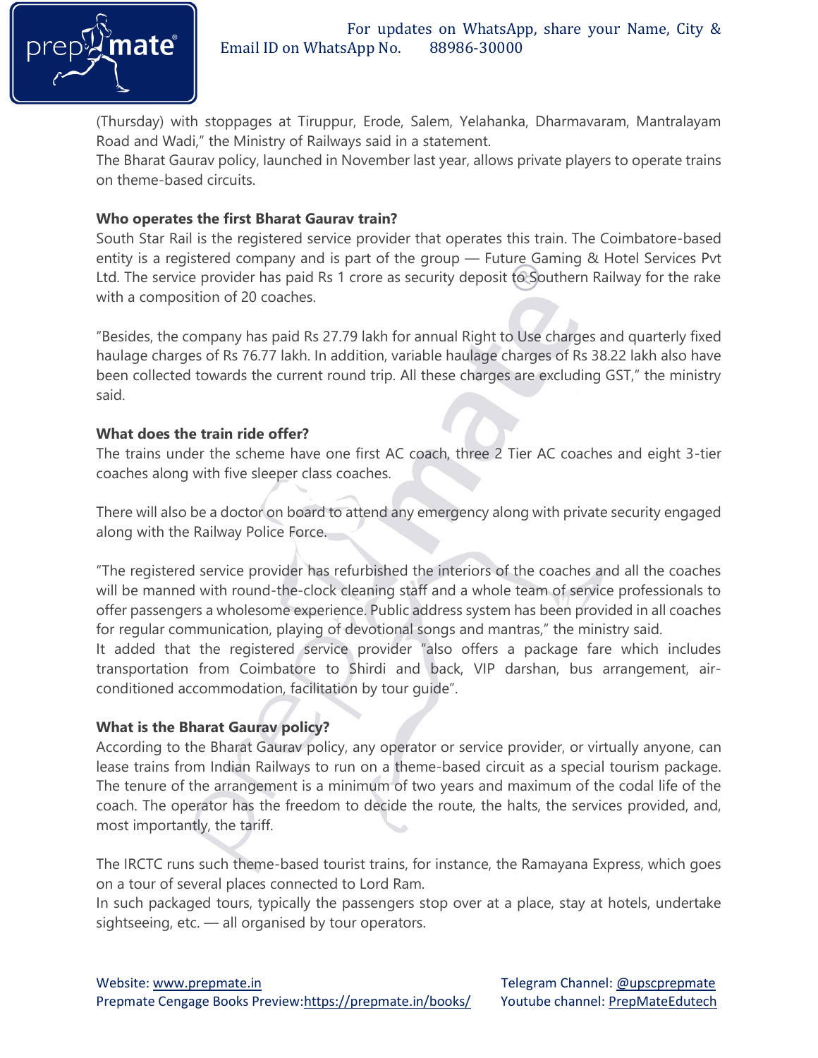(Thursday) with stoppages at Tiruppur, Erode, Salem, Yelahanka, Dharmavaram, Mantralayam Road and Wadi," the Ministry of Railways said in a statement.

The Bharat Gaurav policy, launched in November last year, allows private players to operate trains on theme-based circuits.

**Who operates the first Bharat Gaurav train?**

South Star Rail is the registered service provider that operates this train. The Coimbatore-based entity is a registered company and is part of the group — Future Gaming & Hotel Services Pvt Ltd. The service provider has paid Rs 1 crore as security deposit to Southern Railway for the rake with a composition of 20 coaches.

"Besides, the company has paid Rs 27.79 lakh for annual Right to Use charges and quarterly fixed haulage charges of Rs 76.77 lakh. In addition, variable haulage charges of Rs 38.22 lakh also have been collected towards the current round trip. All these charges are excluding GST," the ministry said.

**What does the train ride offer?**

The trains under the scheme have one first AC coach, three 2 Tier AC coaches and eight 3-tier coaches along with five sleeper class coaches.

There will also be a doctor on board to attend any emergency along with private security engaged along with the Railway Police Force.

"The registered service provider has refurbished the interiors of the coaches and all the coaches will be manned with round-the-clock cleaning staff and a whole team of service professionals to offer passengers a wholesome experience. Public address system has been provided in all coaches for regular communication, playing of devotional songs and mantras," the ministry said.

It added that the registered service provider "also offers a package fare which includes transportation from Coimbatore to Shirdi and back, VIP darshan, bus arrangement, air-conditioned accommodation, facilitation by tour guide".

**What is the Bharat Gaurav policy?**

According to the Bharat Gaurav policy, any operator or service provider, or virtually anyone, can lease trains from Indian Railways to run on a theme-based circuit as a special tourism package. The tenure of the arrangement is a minimum of two years and maximum of the codal life of the coach. The operator has the freedom to decide the route, the halts, the services provided, and, most importantly, the tariff.

The IRCTC runs such theme-based tourist trains, for instance, the Ramayana Express, which goes on a tour of several places connected to Lord Ram.

In such packaged tours, typically the passengers stop over at a place, stay at hotels, undertake sightseeing, etc. — all organised by tour operators.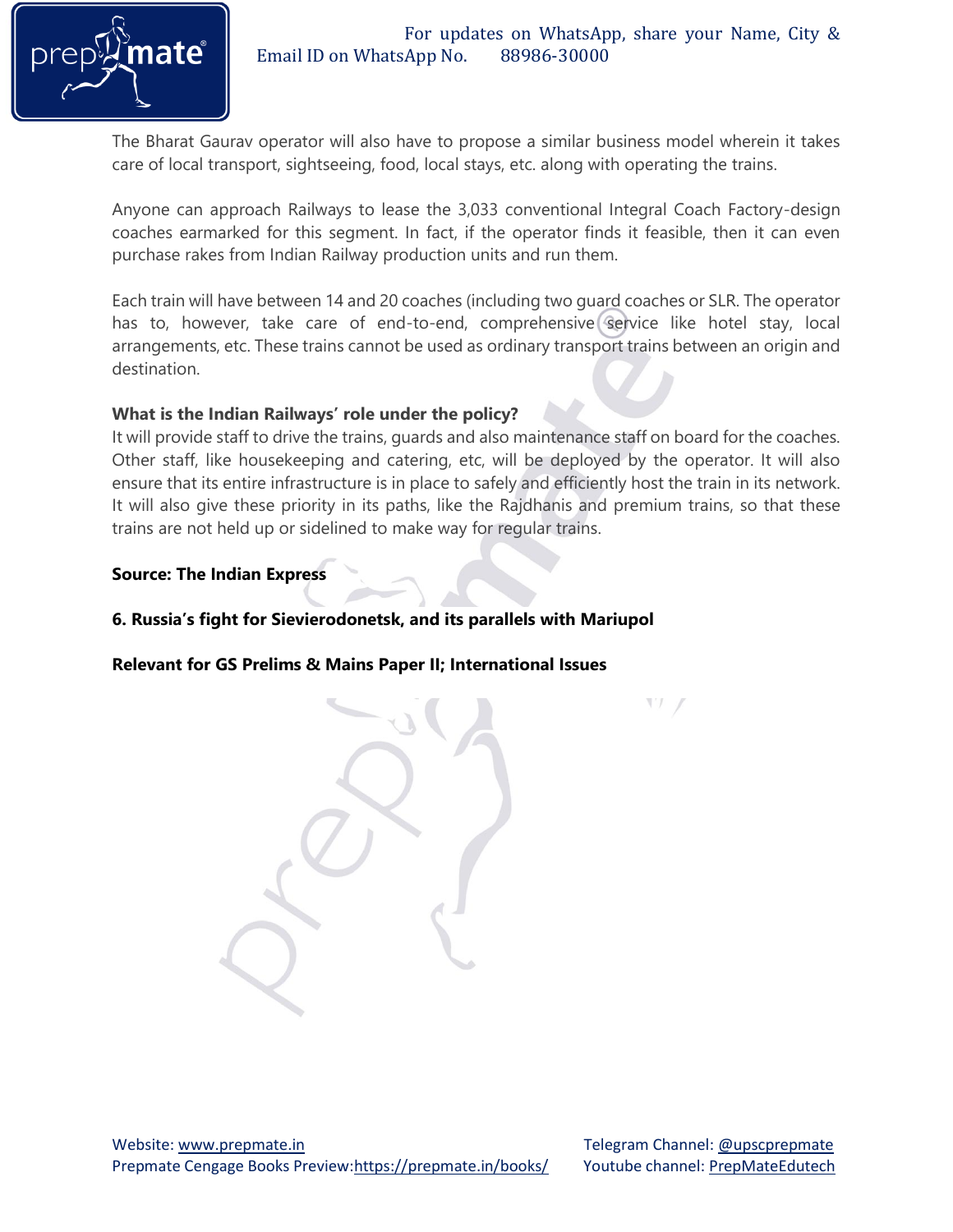The Bharat Gaurav operator will also have to propose a similar business model wherein it takes care of local transport, sightseeing, food, local stays, etc. along with operating the trains.

Anyone can approach Railways to lease the 3,033 conventional Integral Coach Factory-design coaches earmarked for this segment. In fact, if the operator finds it feasible, then it can even purchase rakes from Indian Railway production units and run them.

Each train will have between 14 and 20 coaches (including two guard coaches or SLR. The operator has to, however, take care of end-to-end, comprehensive service like hotel stay, local arrangements, etc. These trains cannot be used as ordinary transport trains between an origin and destination.

**What is the Indian Railways' role under the policy?**

It will provide staff to drive the trains, guards and also maintenance staff on board for the coaches. Other staff, like housekeeping and catering, etc, will be deployed by the operator. It will also ensure that its entire infrastructure is in place to safely and efficiently host the train in its network. It will also give these priority in its paths, like the Rajdhanis and premium trains, so that these trains are not held up or sidelined to make way for regular trains.

**Source: The Indian Express**

## 6. Russia's fight for Sievierodonetsk, and its parallels with Mariupol

**Relevant for GS Prelims & Mains Paper II; International Issues**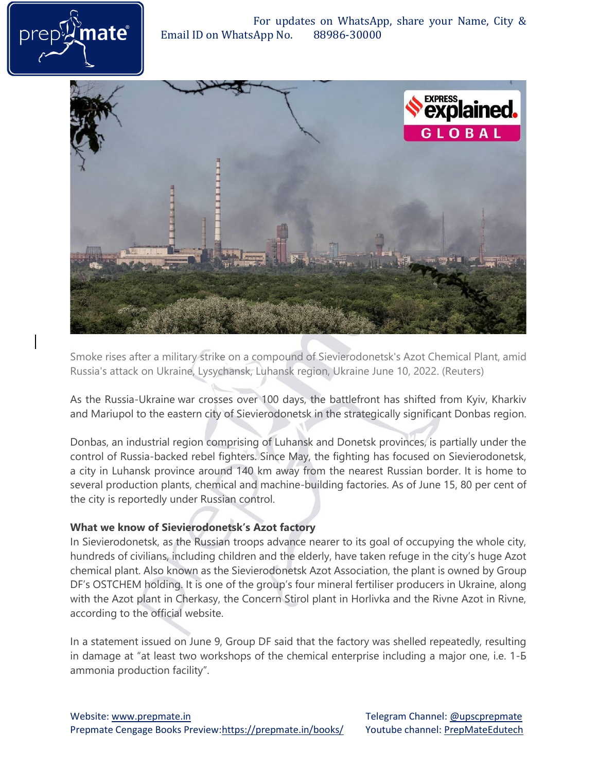Smoke rises after a military strike on a compound of Sievierodonetsk's Azot Chemical Plant, amid Russia's attack on Ukraine, Lysychansk, Luhansk region, Ukraine June 10, 2022. (Reuters)

As the Russia-Ukraine war crosses over 100 days, the battlefront has shifted from Kyiv, Kharkiv and Mariupol to the eastern city of Sievierodonetsk in the strategically significant Donbas region.

Donbas, an industrial region comprising of Luhansk and Donetsk provinces, is partially under the control of Russia-backed rebel fighters. Since May, the fighting has focused on Sievierodonetsk, a city in Luhansk province around 140 km away from the nearest Russian border. It is home to several production plants, chemical and machine-building factories. As of June 15, 80 per cent of the city is reportedly under Russian control.

**What we know of Sievierodonetsk's Azot factory**

In Sievierodonetsk, as the Russian troops advance nearer to its goal of occupying the whole city, hundreds of civilians, including children and the elderly, have taken refuge in the city's huge Azot chemical plant. Also known as the Sievierodonetsk Azot Association, the plant is owned by Group DF's OSTCHEM holding. It is one of the group's four mineral fertiliser producers in Ukraine, along with the Azot plant in Cherkasy, the Concern Stirol plant in Horlivka and the Rivne Azot in Rivne, according to the official website.

In a statement issued on June 9, Group DF said that the factory was shelled repeatedly, resulting in damage at "at least two workshops of the chemical enterprise including a major one, i.e. 1-Б ammonia production facility".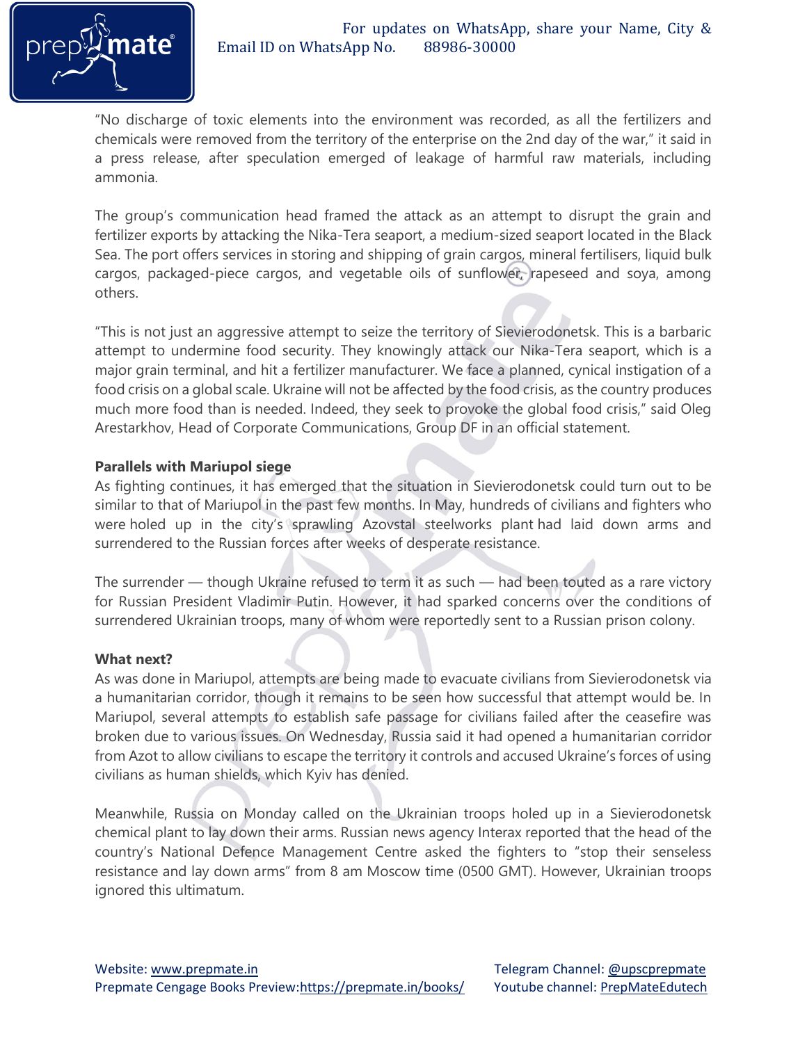"No discharge of toxic elements into the environment was recorded, as all the fertilizers and chemicals were removed from the territory of the enterprise on the 2nd day of the war," it said in a press release, after speculation emerged of leakage of harmful raw materials, including ammonia.

The group's communication head framed the attack as an attempt to disrupt the grain and fertilizer exports by attacking the Nika-Tera seaport, a medium-sized seaport located in the Black Sea. The port offers services in storing and shipping of grain cargos, mineral fertilisers, liquid bulk cargos, packaged-piece cargos, and vegetable oils of sunflower, rapeseed and soya, among others.

"This is not just an aggressive attempt to seize the territory of Sievierodonetsk. This is a barbaric attempt to undermine food security. They knowingly attack our Nika-Tera seaport, which is a major grain terminal, and hit a fertilizer manufacturer. We face a planned, cynical instigation of a food crisis on a global scale. Ukraine will not be affected by the food crisis, as the country produces much more food than is needed. Indeed, they seek to provoke the global food crisis," said Oleg Arestarkhov, Head of Corporate Communications, Group DF in an official statement.

**Parallels with Mariupol siege**

As fighting continues, it has emerged that the situation in Sievierodonetsk could turn out to be similar to that of Mariupol in the past few months. In May, hundreds of civilians and fighters who were holed up in the city's sprawling Azovstal steelworks plant had laid down arms and surrendered to the Russian forces after weeks of desperate resistance.

The surrender — though Ukraine refused to term it as such — had been touted as a rare victory for Russian President Vladimir Putin. However, it had sparked concerns over the conditions of surrendered Ukrainian troops, many of whom were reportedly sent to a Russian prison colony.

**What next?**

As was done in Mariupol, attempts are being made to evacuate civilians from Sievierodonetsk via a humanitarian corridor, though it remains to be seen how successful that attempt would be. In Mariupol, several attempts to establish safe passage for civilians failed after the ceasefire was broken due to various issues. On Wednesday, Russia said it had opened a humanitarian corridor from Azot to allow civilians to escape the territory it controls and accused Ukraine's forces of using civilians as human shields, which Kyiv has denied.

Meanwhile, Russia on Monday called on the Ukrainian troops holed up in a Sievierodonetsk chemical plant to lay down their arms. Russian news agency Interax reported that the head of the country's National Defence Management Centre asked the fighters to "stop their senseless resistance and lay down arms" from 8 am Moscow time (0500 GMT). However, Ukrainian troops ignored this ultimatum.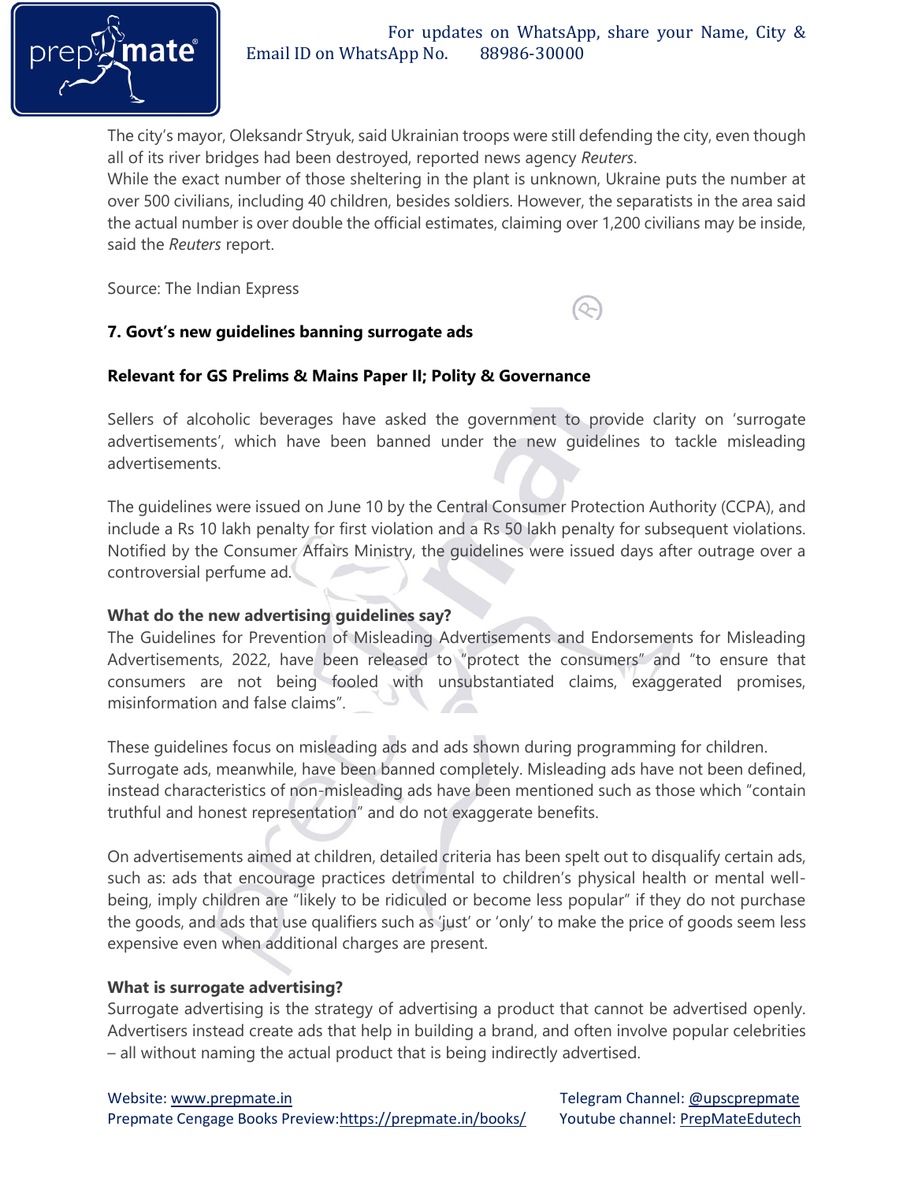The city's mayor, Oleksandr Stryuk, said Ukrainian troops were still defending the city, even though all of its river bridges had been destroyed, reported news agency *Reuters*.
While the exact number of those sheltering in the plant is unknown, Ukraine puts the number at over 500 civilians, including 40 children, besides soldiers. However, the separatists in the area said the actual number is over double the official estimates, claiming over 1,200 civilians may be inside, said the *Reuters* report.

Source: The Indian Express

**7. Govt's new guidelines banning surrogate ads**

**Relevant for GS Prelims & Mains Paper II; Polity & Governance**

Sellers of alcoholic beverages have asked the government to provide clarity on 'surrogate advertisements', which have been banned under the new guidelines to tackle misleading advertisements.

The guidelines were issued on June 10 by the Central Consumer Protection Authority (CCPA), and include a Rs 10 lakh penalty for first violation and a Rs 50 lakh penalty for subsequent violations. Notified by the Consumer Affairs Ministry, the guidelines were issued days after outrage over a controversial perfume ad.

**What do the new advertising guidelines say?**
The Guidelines for Prevention of Misleading Advertisements and Endorsements for Misleading Advertisements, 2022, have been released to "protect the consumers" and "to ensure that consumers are not being fooled with unsubstantiated claims, exaggerated promises, misinformation and false claims".

These guidelines focus on misleading ads and ads shown during programming for children.
Surrogate ads, meanwhile, have been banned completely. Misleading ads have not been defined, instead characteristics of non-misleading ads have been mentioned such as those which "contain truthful and honest representation" and do not exaggerate benefits.

On advertisements aimed at children, detailed criteria has been spelt out to disqualify certain ads, such as: ads that encourage practices detrimental to children's physical health or mental well-being, imply children are "likely to be ridiculed or become less popular" if they do not purchase the goods, and ads that use qualifiers such as 'just' or 'only' to make the price of goods seem less expensive even when additional charges are present.

**What is surrogate advertising?**
Surrogate advertising is the strategy of advertising a product that cannot be advertised openly. Advertisers instead create ads that help in building a brand, and often involve popular celebrities – all without naming the actual product that is being indirectly advertised.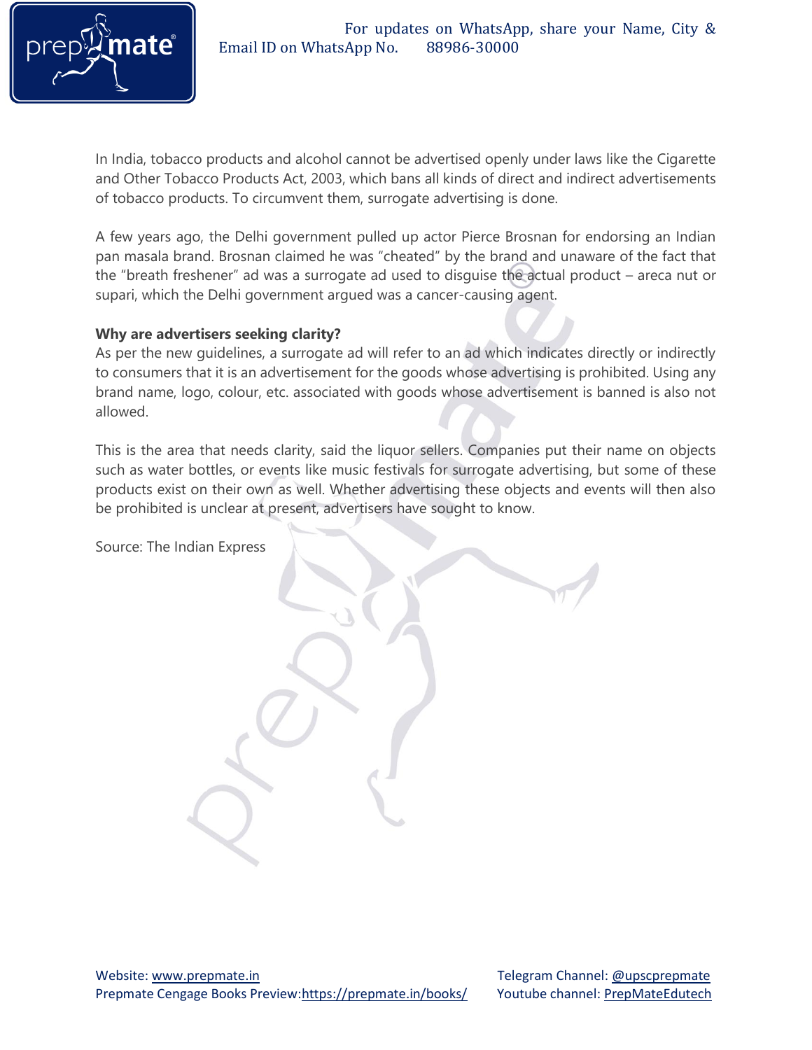In India, tobacco products and alcohol cannot be advertised openly under laws like the Cigarette and Other Tobacco Products Act, 2003, which bans all kinds of direct and indirect advertisements of tobacco products. To circumvent them, surrogate advertising is done.

A few years ago, the Delhi government pulled up actor Pierce Brosnan for endorsing an Indian pan masala brand. Brosnan claimed he was "cheated" by the brand and unaware of the fact that the "breath freshener" ad was a surrogate ad used to disguise the actual product – areca nut or supari, which the Delhi government argued was a cancer-causing agent.

**Why are advertisers seeking clarity?**

As per the new guidelines, a surrogate ad will refer to an ad which indicates directly or indirectly to consumers that it is an advertisement for the goods whose advertising is prohibited. Using any brand name, logo, colour, etc. associated with goods whose advertisement is banned is also not allowed.

This is the area that needs clarity, said the liquor sellers. Companies put their name on objects such as water bottles, or events like music festivals for surrogate advertising, but some of these products exist on their own as well. Whether advertising these objects and events will then also be prohibited is unclear at present, advertisers have sought to know.

Source: The Indian Express